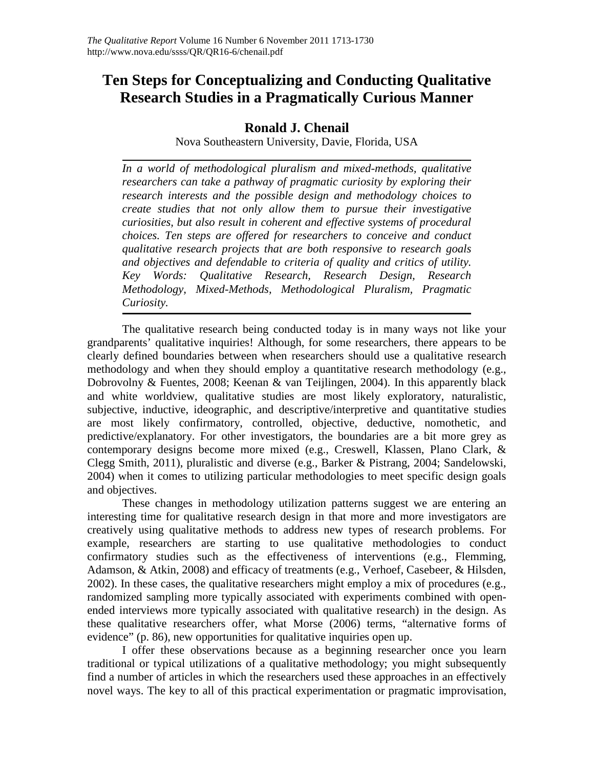# Ten Steps for Conceptualizing and Conducting Qualitative Research Studies in a Pragmatically Curious Manner

**Ronald J. Chenail**

Nova Southeastern University, Davie, Florida, USA

*In a world of methodological pluralism and mixed-methods, qualitative researchers can take a pathway of pragmatic curiosity by exploring their research interests and the possible design and methodology choices to create studies that not only allow them to pursue their investigative curiosities, but also result in coherent and effective systems of procedural choices. Ten steps are offered for researchers to conceive and conduct qualitative research projects that are both responsive to research goals and objectives and defendable to criteria of quality and critics of utility. Key Words: Qualitative Research, Research Design, Research Methodology, Mixed-Methods, Methodological Pluralism, Pragmatic Curiosity.*

The qualitative research being conducted today is in many ways not like your grandparents' qualitative inquiries! Although, for some researchers, there appears to be clearly defined boundaries between when researchers should use a qualitative research methodology and when they should employ a quantitative research methodology (e.g., Dobrovolny & Fuentes, 2008; Keenan & van Teijlingen, 2004). In this apparently black and white worldview, qualitative studies are most likely exploratory, naturalistic, subjective, inductive, ideographic, and descriptive/interpretive and quantitative studies are most likely confirmatory, controlled, objective, deductive, nomothetic, and predictive/explanatory. For other investigators, the boundaries are a bit more grey as contemporary designs become more mixed (e.g., Creswell, Klassen, Plano Clark, & Clegg Smith, 2011), pluralistic and diverse (e.g., Barker & Pistrang, 2004; Sandelowski, 2004) when it comes to utilizing particular methodologies to meet specific design goals and objectives.

These changes in methodology utilization patterns suggest we are entering an interesting time for qualitative research design in that more and more investigators are creatively using qualitative methods to address new types of research problems. For example, researchers are starting to use qualitative methodologies to conduct confirmatory studies such as the effectiveness of interventions (e.g., Flemming, Adamson, & Atkin, 2008) and efficacy of treatments (e.g., Verhoef, Casebeer, & Hilsden, 2002). In these cases, the qualitative researchers might employ a mix of procedures (e.g., randomized sampling more typically associated with experiments combined with open-ended interviews more typically associated with qualitative research) in the design. As these qualitative researchers offer, what Morse (2006) terms, "alternative forms of evidence" (p. 86), new opportunities for qualitative inquiries open up.

I offer these observations because as a beginning researcher once you learn traditional or typical utilizations of a qualitative methodology; you might subsequently find a number of articles in which the researchers used these approaches in an effectively novel ways. The key to all of this practical experimentation or pragmatic improvisation,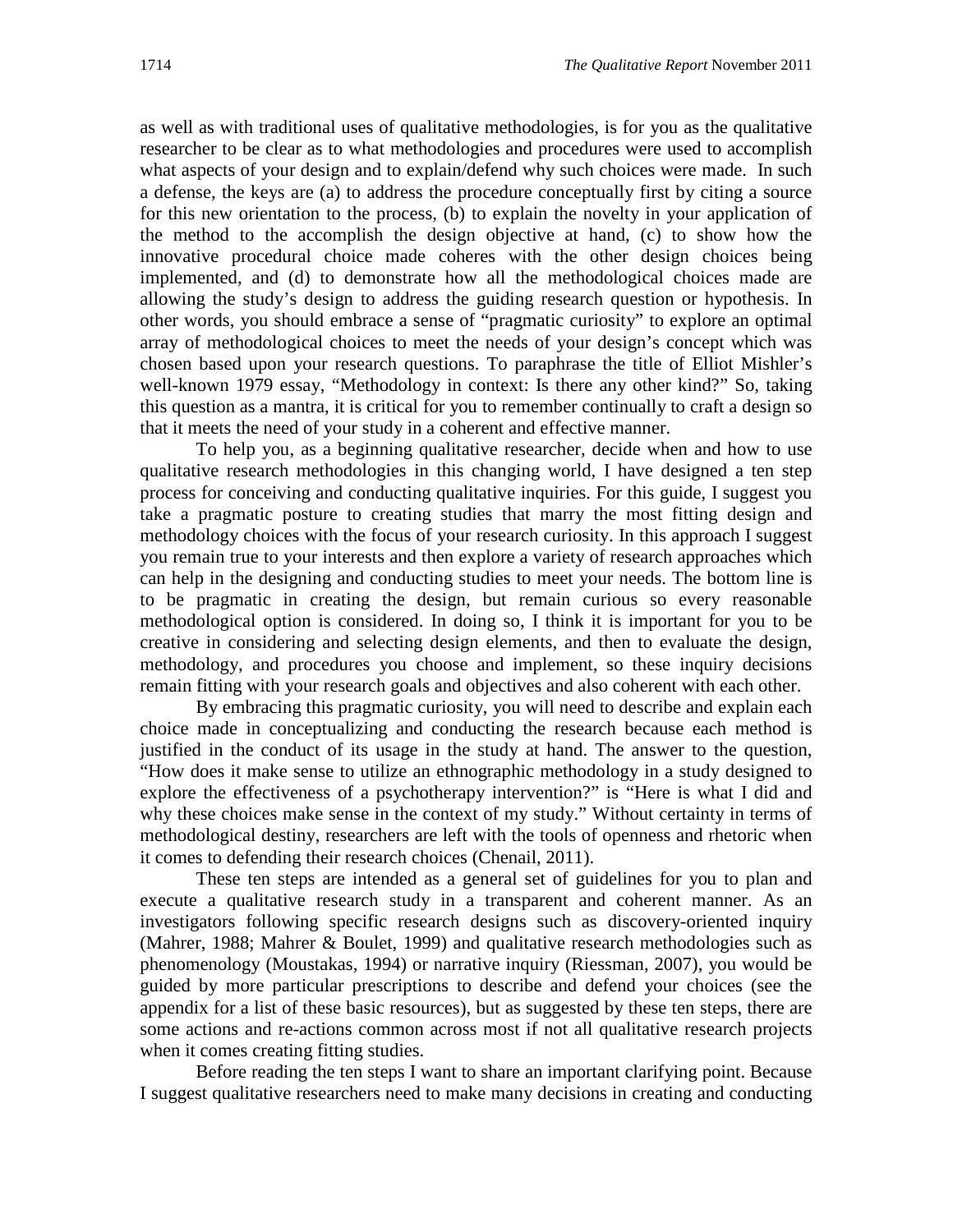as well as with traditional uses of qualitative methodologies, is for you as the qualitative researcher to be clear as to what methodologies and procedures were used to accomplish what aspects of your design and to explain/defend why such choices were made. In such a defense, the keys are (a) to address the procedure conceptually first by citing a source for this new orientation to the process, (b) to explain the novelty in your application of the method to the accomplish the design objective at hand, (c) to show how the innovative procedural choice made coheres with the other design choices being implemented, and (d) to demonstrate how all the methodological choices made are allowing the study's design to address the guiding research question or hypothesis. In other words, you should embrace a sense of "pragmatic curiosity" to explore an optimal array of methodological choices to meet the needs of your design's concept which was chosen based upon your research questions. To paraphrase the title of Elliot Mishler's well-known 1979 essay, "Methodology in context: Is there any other kind?" So, taking this question as a mantra, it is critical for you to remember continually to craft a design so that it meets the need of your study in a coherent and effective manner.

To help you, as a beginning qualitative researcher, decide when and how to use qualitative research methodologies in this changing world, I have designed a ten step process for conceiving and conducting qualitative inquiries. For this guide, I suggest you take a pragmatic posture to creating studies that marry the most fitting design and methodology choices with the focus of your research curiosity. In this approach I suggest you remain true to your interests and then explore a variety of research approaches which can help in the designing and conducting studies to meet your needs. The bottom line is to be pragmatic in creating the design, but remain curious so every reasonable methodological option is considered. In doing so, I think it is important for you to be creative in considering and selecting design elements, and then to evaluate the design, methodology, and procedures you choose and implement, so these inquiry decisions remain fitting with your research goals and objectives and also coherent with each other.

By embracing this pragmatic curiosity, you will need to describe and explain each choice made in conceptualizing and conducting the research because each method is justified in the conduct of its usage in the study at hand. The answer to the question, "How does it make sense to utilize an ethnographic methodology in a study designed to explore the effectiveness of a psychotherapy intervention?" is "Here is what I did and why these choices make sense in the context of my study." Without certainty in terms of methodological destiny, researchers are left with the tools of openness and rhetoric when it comes to defending their research choices (Chenail, 2011).

These ten steps are intended as a general set of guidelines for you to plan and execute a qualitative research study in a transparent and coherent manner. As an investigators following specific research designs such as discovery-oriented inquiry (Mahrer, 1988; Mahrer & Boulet, 1999) and qualitative research methodologies such as phenomenology (Moustakas, 1994) or narrative inquiry (Riessman, 2007), you would be guided by more particular prescriptions to describe and defend your choices (see the appendix for a list of these basic resources), but as suggested by these ten steps, there are some actions and re-actions common across most if not all qualitative research projects when it comes creating fitting studies.

Before reading the ten steps I want to share an important clarifying point. Because I suggest qualitative researchers need to make many decisions in creating and conducting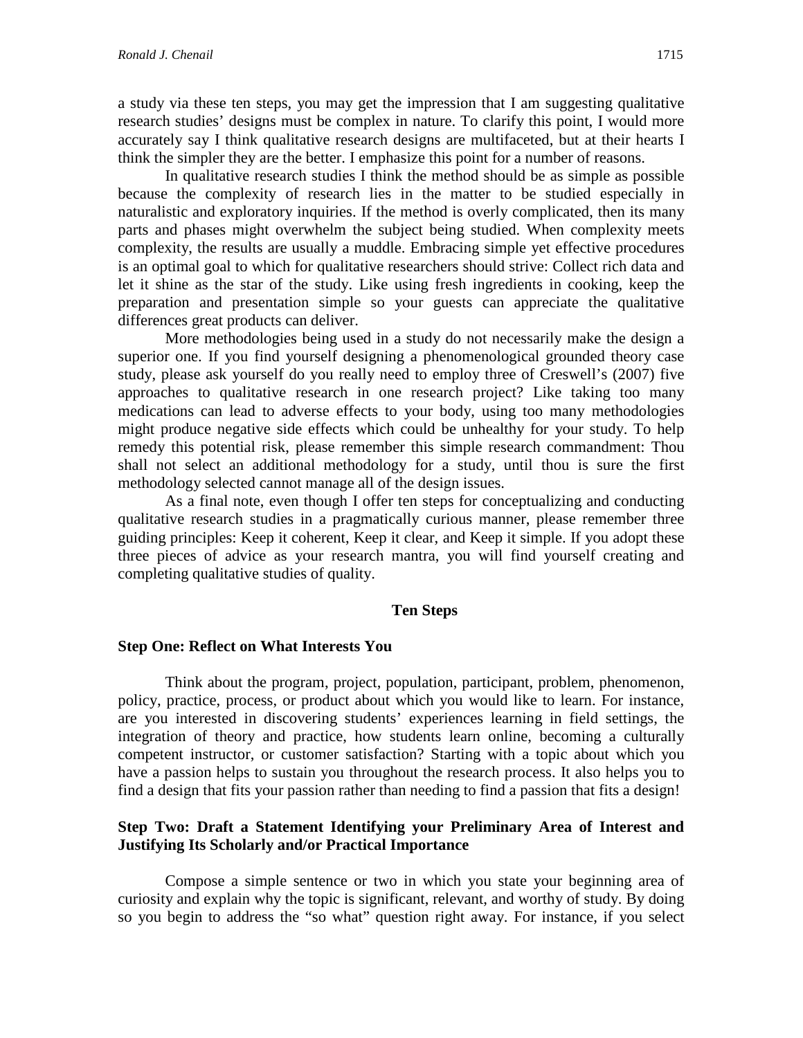a study via these ten steps, you may get the impression that I am suggesting qualitative research studies' designs must be complex in nature. To clarify this point, I would more accurately say I think qualitative research designs are multifaceted, but at their hearts I think the simpler they are the better. I emphasize this point for a number of reasons.

In qualitative research studies I think the method should be as simple as possible because the complexity of research lies in the matter to be studied especially in naturalistic and exploratory inquiries. If the method is overly complicated, then its many parts and phases might overwhelm the subject being studied. When complexity meets complexity, the results are usually a muddle. Embracing simple yet effective procedures is an optimal goal to which for qualitative researchers should strive: Collect rich data and let it shine as the star of the study. Like using fresh ingredients in cooking, keep the preparation and presentation simple so your guests can appreciate the qualitative differences great products can deliver.

More methodologies being used in a study do not necessarily make the design a superior one. If you find yourself designing a phenomenological grounded theory case study, please ask yourself do you really need to employ three of Creswell's (2007) five approaches to qualitative research in one research project? Like taking too many medications can lead to adverse effects to your body, using too many methodologies might produce negative side effects which could be unhealthy for your study. To help remedy this potential risk, please remember this simple research commandment: Thou shall not select an additional methodology for a study, until thou is sure the first methodology selected cannot manage all of the design issues.

As a final note, even though I offer ten steps for conceptualizing and conducting qualitative research studies in a pragmatically curious manner, please remember three guiding principles: Keep it coherent, Keep it clear, and Keep it simple. If you adopt these three pieces of advice as your research mantra, you will find yourself creating and completing qualitative studies of quality.

## Ten Steps

### Step One: Reflect on What Interests You

Think about the program, project, population, participant, problem, phenomenon, policy, practice, process, or product about which you would like to learn. For instance, are you interested in discovering students' experiences learning in field settings, the integration of theory and practice, how students learn online, becoming a culturally competent instructor, or customer satisfaction? Starting with a topic about which you have a passion helps to sustain you throughout the research process. It also helps you to find a design that fits your passion rather than needing to find a passion that fits a design!

### Step Two: Draft a Statement Identifying your Preliminary Area of Interest and Justifying Its Scholarly and/or Practical Importance

Compose a simple sentence or two in which you state your beginning area of curiosity and explain why the topic is significant, relevant, and worthy of study. By doing so you begin to address the "so what" question right away. For instance, if you select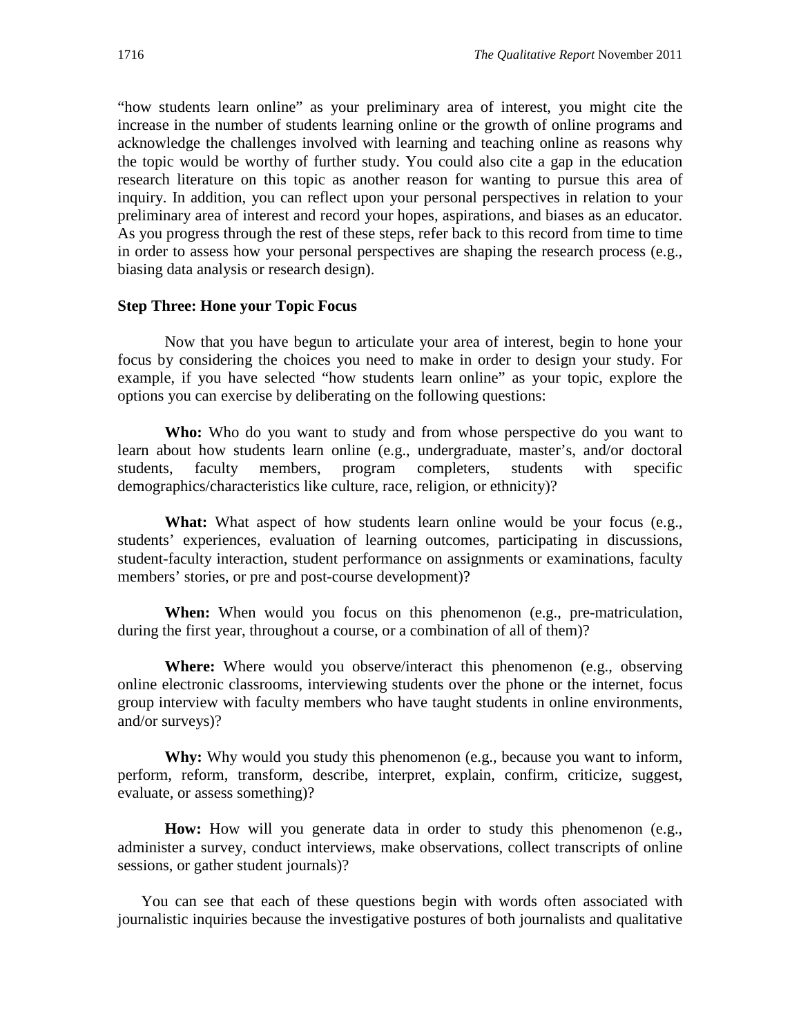"how students learn online" as your preliminary area of interest, you might cite the increase in the number of students learning online or the growth of online programs and acknowledge the challenges involved with learning and teaching online as reasons why the topic would be worthy of further study. You could also cite a gap in the education research literature on this topic as another reason for wanting to pursue this area of inquiry. In addition, you can reflect upon your personal perspectives in relation to your preliminary area of interest and record your hopes, aspirations, and biases as an educator. As you progress through the rest of these steps, refer back to this record from time to time in order to assess how your personal perspectives are shaping the research process (e.g., biasing data analysis or research design).

### Step Three: Hone your Topic Focus

Now that you have begun to articulate your area of interest, begin to hone your focus by considering the choices you need to make in order to design your study. For example, if you have selected "how students learn online" as your topic, explore the options you can exercise by deliberating on the following questions:

**Who:** Who do you want to study and from whose perspective do you want to learn about how students learn online (e.g., undergraduate, master's, and/or doctoral students, faculty members, program completers, students with specific demographics/characteristics like culture, race, religion, or ethnicity)?

**What:** What aspect of how students learn online would be your focus (e.g., students' experiences, evaluation of learning outcomes, participating in discussions, student-faculty interaction, student performance on assignments or examinations, faculty members' stories, or pre and post-course development)?

**When:** When would you focus on this phenomenon (e.g., pre-matriculation, during the first year, throughout a course, or a combination of all of them)?

**Where:** Where would you observe/interact this phenomenon (e.g., observing online electronic classrooms, interviewing students over the phone or the internet, focus group interview with faculty members who have taught students in online environments, and/or surveys)?

**Why:** Why would you study this phenomenon (e.g., because you want to inform, perform, reform, transform, describe, interpret, explain, confirm, criticize, suggest, evaluate, or assess something)?

**How:** How will you generate data in order to study this phenomenon (e.g., administer a survey, conduct interviews, make observations, collect transcripts of online sessions, or gather student journals)?

You can see that each of these questions begin with words often associated with journalistic inquiries because the investigative postures of both journalists and qualitative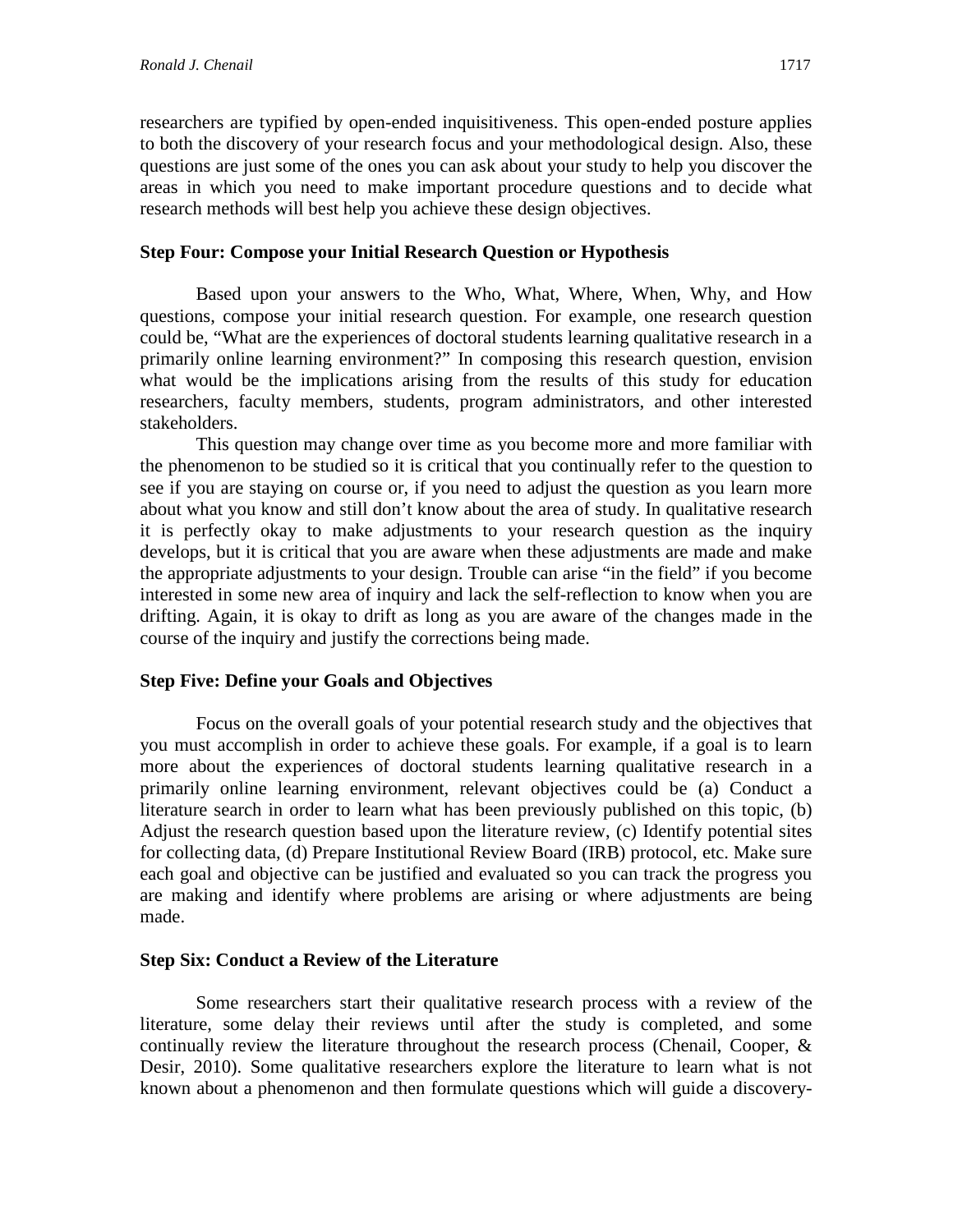researchers are typified by open-ended inquisitiveness. This open-ended posture applies to both the discovery of your research focus and your methodological design. Also, these questions are just some of the ones you can ask about your study to help you discover the areas in which you need to make important procedure questions and to decide what research methods will best help you achieve these design objectives.

### Step Four: Compose your Initial Research Question or Hypothesis

Based upon your answers to the Who, What, Where, When, Why, and How questions, compose your initial research question. For example, one research question could be, "What are the experiences of doctoral students learning qualitative research in a primarily online learning environment?" In composing this research question, envision what would be the implications arising from the results of this study for education researchers, faculty members, students, program administrators, and other interested stakeholders.

This question may change over time as you become more and more familiar with the phenomenon to be studied so it is critical that you continually refer to the question to see if you are staying on course or, if you need to adjust the question as you learn more about what you know and still don't know about the area of study. In qualitative research it is perfectly okay to make adjustments to your research question as the inquiry develops, but it is critical that you are aware when these adjustments are made and make the appropriate adjustments to your design. Trouble can arise "in the field" if you become interested in some new area of inquiry and lack the self-reflection to know when you are drifting. Again, it is okay to drift as long as you are aware of the changes made in the course of the inquiry and justify the corrections being made.

### Step Five: Define your Goals and Objectives

Focus on the overall goals of your potential research study and the objectives that you must accomplish in order to achieve these goals. For example, if a goal is to learn more about the experiences of doctoral students learning qualitative research in a primarily online learning environment, relevant objectives could be (a) Conduct a literature search in order to learn what has been previously published on this topic, (b) Adjust the research question based upon the literature review, (c) Identify potential sites for collecting data, (d) Prepare Institutional Review Board (IRB) protocol, etc. Make sure each goal and objective can be justified and evaluated so you can track the progress you are making and identify where problems are arising or where adjustments are being made.

### Step Six: Conduct a Review of the Literature

Some researchers start their qualitative research process with a review of the literature, some delay their reviews until after the study is completed, and some continually review the literature throughout the research process (Chenail, Cooper, & Desir, 2010). Some qualitative researchers explore the literature to learn what is not known about a phenomenon and then formulate questions which will guide a discovery-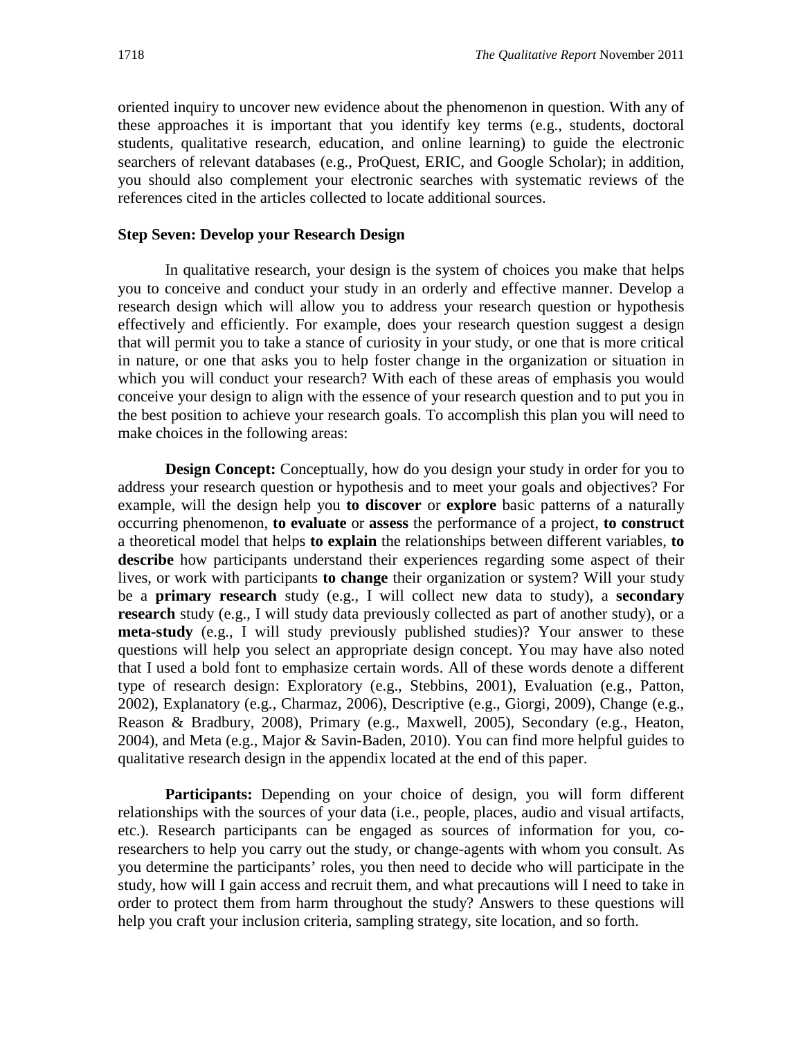oriented inquiry to uncover new evidence about the phenomenon in question. With any of these approaches it is important that you identify key terms (e.g., students, doctoral students, qualitative research, education, and online learning) to guide the electronic searchers of relevant databases (e.g., ProQuest, ERIC, and Google Scholar); in addition, you should also complement your electronic searches with systematic reviews of the references cited in the articles collected to locate additional sources.

### Step Seven: Develop your Research Design

In qualitative research, your design is the system of choices you make that helps you to conceive and conduct your study in an orderly and effective manner. Develop a research design which will allow you to address your research question or hypothesis effectively and efficiently. For example, does your research question suggest a design that will permit you to take a stance of curiosity in your study, or one that is more critical in nature, or one that asks you to help foster change in the organization or situation in which you will conduct your research? With each of these areas of emphasis you would conceive your design to align with the essence of your research question and to put you in the best position to achieve your research goals. To accomplish this plan you will need to make choices in the following areas:

**Design Concept:** Conceptually, how do you design your study in order for you to address your research question or hypothesis and to meet your goals and objectives? For example, will the design help you **to discover** or **explore** basic patterns of a naturally occurring phenomenon, **to evaluate** or **assess** the performance of a project, **to construct** a theoretical model that helps **to explain** the relationships between different variables, **to describe** how participants understand their experiences regarding some aspect of their lives, or work with participants **to change** their organization or system? Will your study be a **primary research** study (e.g., I will collect new data to study), a **secondary research** study (e.g., I will study data previously collected as part of another study), or a **meta-study** (e.g., I will study previously published studies)? Your answer to these questions will help you select an appropriate design concept. You may have also noted that I used a bold font to emphasize certain words. All of these words denote a different type of research design: Exploratory (e.g., Stebbins, 2001), Evaluation (e.g., Patton, 2002), Explanatory (e.g., Charmaz, 2006), Descriptive (e.g., Giorgi, 2009), Change (e.g., Reason & Bradbury, 2008), Primary (e.g., Maxwell, 2005), Secondary (e.g., Heaton, 2004), and Meta (e.g., Major & Savin-Baden, 2010). You can find more helpful guides to qualitative research design in the appendix located at the end of this paper.

**Participants:** Depending on your choice of design, you will form different relationships with the sources of your data (i.e., people, places, audio and visual artifacts, etc.). Research participants can be engaged as sources of information for you, co-researchers to help you carry out the study, or change-agents with whom you consult. As you determine the participants' roles, you then need to decide who will participate in the study, how will I gain access and recruit them, and what precautions will I need to take in order to protect them from harm throughout the study? Answers to these questions will help you craft your inclusion criteria, sampling strategy, site location, and so forth.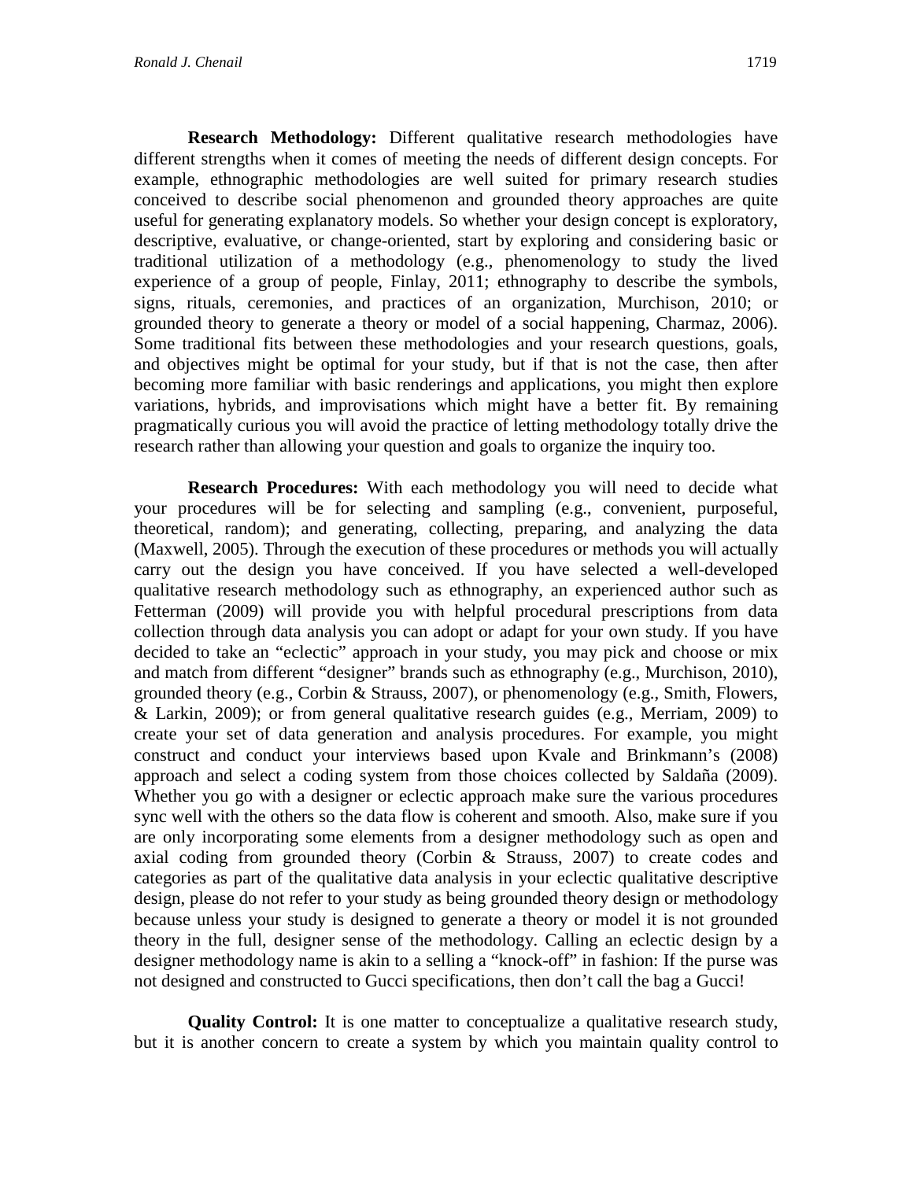**Research Methodology:** Different qualitative research methodologies have different strengths when it comes of meeting the needs of different design concepts. For example, ethnographic methodologies are well suited for primary research studies conceived to describe social phenomenon and grounded theory approaches are quite useful for generating explanatory models. So whether your design concept is exploratory, descriptive, evaluative, or change-oriented, start by exploring and considering basic or traditional utilization of a methodology (e.g., phenomenology to study the lived experience of a group of people, Finlay, 2011; ethnography to describe the symbols, signs, rituals, ceremonies, and practices of an organization, Murchison, 2010; or grounded theory to generate a theory or model of a social happening, Charmaz, 2006). Some traditional fits between these methodologies and your research questions, goals, and objectives might be optimal for your study, but if that is not the case, then after becoming more familiar with basic renderings and applications, you might then explore variations, hybrids, and improvisations which might have a better fit. By remaining pragmatically curious you will avoid the practice of letting methodology totally drive the research rather than allowing your question and goals to organize the inquiry too.

**Research Procedures:** With each methodology you will need to decide what your procedures will be for selecting and sampling (e.g., convenient, purposeful, theoretical, random); and generating, collecting, preparing, and analyzing the data (Maxwell, 2005). Through the execution of these procedures or methods you will actually carry out the design you have conceived. If you have selected a well-developed qualitative research methodology such as ethnography, an experienced author such as Fetterman (2009) will provide you with helpful procedural prescriptions from data collection through data analysis you can adopt or adapt for your own study. If you have decided to take an "eclectic" approach in your study, you may pick and choose or mix and match from different "designer" brands such as ethnography (e.g., Murchison, 2010), grounded theory (e.g., Corbin & Strauss, 2007), or phenomenology (e.g., Smith, Flowers, & Larkin, 2009); or from general qualitative research guides (e.g., Merriam, 2009) to create your set of data generation and analysis procedures. For example, you might construct and conduct your interviews based upon Kvale and Brinkmann's (2008) approach and select a coding system from those choices collected by Saldaña (2009). Whether you go with a designer or eclectic approach make sure the various procedures sync well with the others so the data flow is coherent and smooth. Also, make sure if you are only incorporating some elements from a designer methodology such as open and axial coding from grounded theory (Corbin & Strauss, 2007) to create codes and categories as part of the qualitative data analysis in your eclectic qualitative descriptive design, please do not refer to your study as being grounded theory design or methodology because unless your study is designed to generate a theory or model it is not grounded theory in the full, designer sense of the methodology. Calling an eclectic design by a designer methodology name is akin to a selling a "knock-off" in fashion: If the purse was not designed and constructed to Gucci specifications, then don't call the bag a Gucci!

**Quality Control:** It is one matter to conceptualize a qualitative research study, but it is another concern to create a system by which you maintain quality control to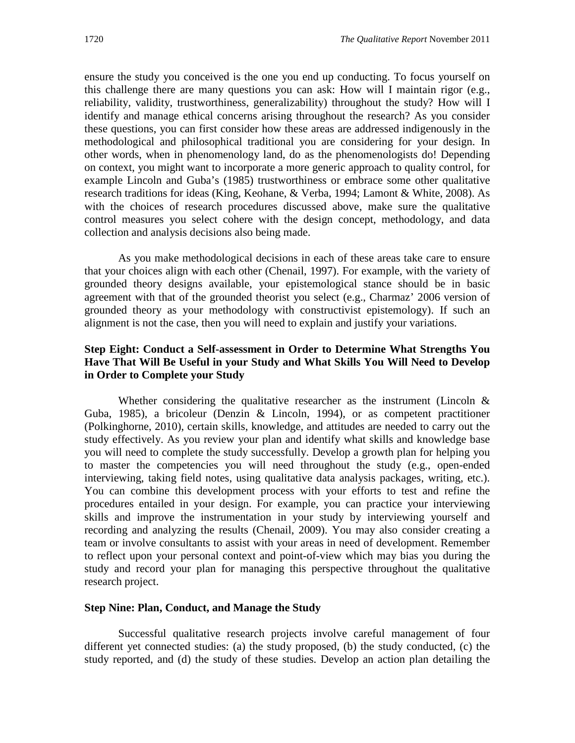ensure the study you conceived is the one you end up conducting. To focus yourself on this challenge there are many questions you can ask: How will I maintain rigor (e.g., reliability, validity, trustworthiness, generalizability) throughout the study? How will I identify and manage ethical concerns arising throughout the research? As you consider these questions, you can first consider how these areas are addressed indigenously in the methodological and philosophical traditional you are considering for your design. In other words, when in phenomenology land, do as the phenomenologists do! Depending on context, you might want to incorporate a more generic approach to quality control, for example Lincoln and Guba's (1985) trustworthiness or embrace some other qualitative research traditions for ideas (King, Keohane, & Verba, 1994; Lamont & White, 2008). As with the choices of research procedures discussed above, make sure the qualitative control measures you select cohere with the design concept, methodology, and data collection and analysis decisions also being made.

As you make methodological decisions in each of these areas take care to ensure that your choices align with each other (Chenail, 1997). For example, with the variety of grounded theory designs available, your epistemological stance should be in basic agreement with that of the grounded theorist you select (e.g., Charmaz' 2006 version of grounded theory as your methodology with constructivist epistemology). If such an alignment is not the case, then you will need to explain and justify your variations.

### Step Eight: Conduct a Self-assessment in Order to Determine What Strengths You Have That Will Be Useful in your Study and What Skills You Will Need to Develop in Order to Complete your Study

Whether considering the qualitative researcher as the instrument (Lincoln & Guba, 1985), a bricoleur (Denzin & Lincoln, 1994), or as competent practitioner (Polkinghorne, 2010), certain skills, knowledge, and attitudes are needed to carry out the study effectively. As you review your plan and identify what skills and knowledge base you will need to complete the study successfully. Develop a growth plan for helping you to master the competencies you will need throughout the study (e.g., open-ended interviewing, taking field notes, using qualitative data analysis packages, writing, etc.). You can combine this development process with your efforts to test and refine the procedures entailed in your design. For example, you can practice your interviewing skills and improve the instrumentation in your study by interviewing yourself and recording and analyzing the results (Chenail, 2009). You may also consider creating a team or involve consultants to assist with your areas in need of development. Remember to reflect upon your personal context and point-of-view which may bias you during the study and record your plan for managing this perspective throughout the qualitative research project.

### Step Nine: Plan, Conduct, and Manage the Study

Successful qualitative research projects involve careful management of four different yet connected studies: (a) the study proposed, (b) the study conducted, (c) the study reported, and (d) the study of these studies. Develop an action plan detailing the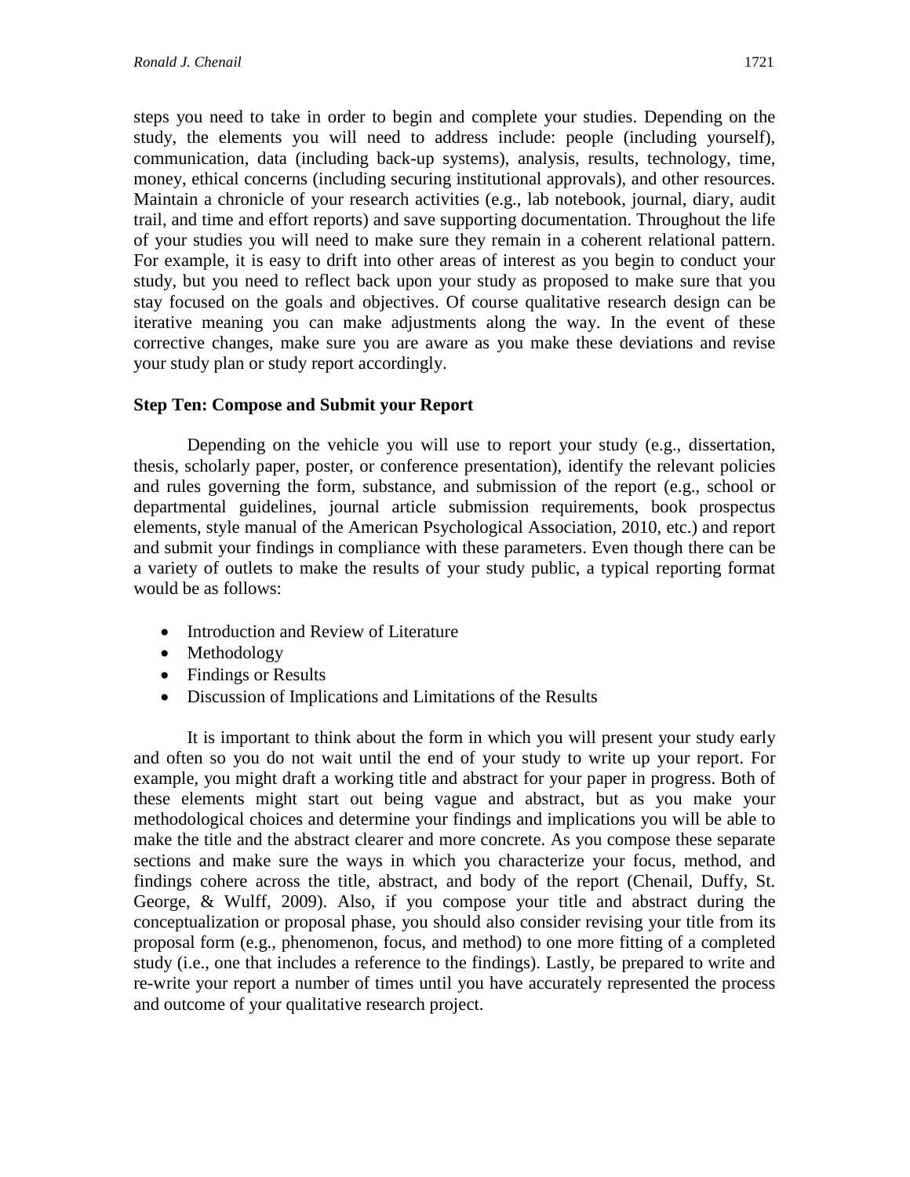steps you need to take in order to begin and complete your studies. Depending on the study, the elements you will need to address include: people (including yourself), communication, data (including back-up systems), analysis, results, technology, time, money, ethical concerns (including securing institutional approvals), and other resources. Maintain a chronicle of your research activities (e.g., lab notebook, journal, diary, audit trail, and time and effort reports) and save supporting documentation. Throughout the life of your studies you will need to make sure they remain in a coherent relational pattern. For example, it is easy to drift into other areas of interest as you begin to conduct your study, but you need to reflect back upon your study as proposed to make sure that you stay focused on the goals and objectives. Of course qualitative research design can be iterative meaning you can make adjustments along the way. In the event of these corrective changes, make sure you are aware as you make these deviations and revise your study plan or study report accordingly.

### Step Ten: Compose and Submit your Report

Depending on the vehicle you will use to report your study (e.g., dissertation, thesis, scholarly paper, poster, or conference presentation), identify the relevant policies and rules governing the form, substance, and submission of the report (e.g., school or departmental guidelines, journal article submission requirements, book prospectus elements, style manual of the American Psychological Association, 2010, etc.) and report and submit your findings in compliance with these parameters. Even though there can be a variety of outlets to make the results of your study public, a typical reporting format would be as follows:

- Introduction and Review of Literature
- Methodology
- Findings or Results
- Discussion of Implications and Limitations of the Results

It is important to think about the form in which you will present your study early and often so you do not wait until the end of your study to write up your report. For example, you might draft a working title and abstract for your paper in progress. Both of these elements might start out being vague and abstract, but as you make your methodological choices and determine your findings and implications you will be able to make the title and the abstract clearer and more concrete. As you compose these separate sections and make sure the ways in which you characterize your focus, method, and findings cohere across the title, abstract, and body of the report (Chenail, Duffy, St. George, & Wulff, 2009). Also, if you compose your title and abstract during the conceptualization or proposal phase, you should also consider revising your title from its proposal form (e.g., phenomenon, focus, and method) to one more fitting of a completed study (i.e., one that includes a reference to the findings). Lastly, be prepared to write and re-write your report a number of times until you have accurately represented the process and outcome of your qualitative research project.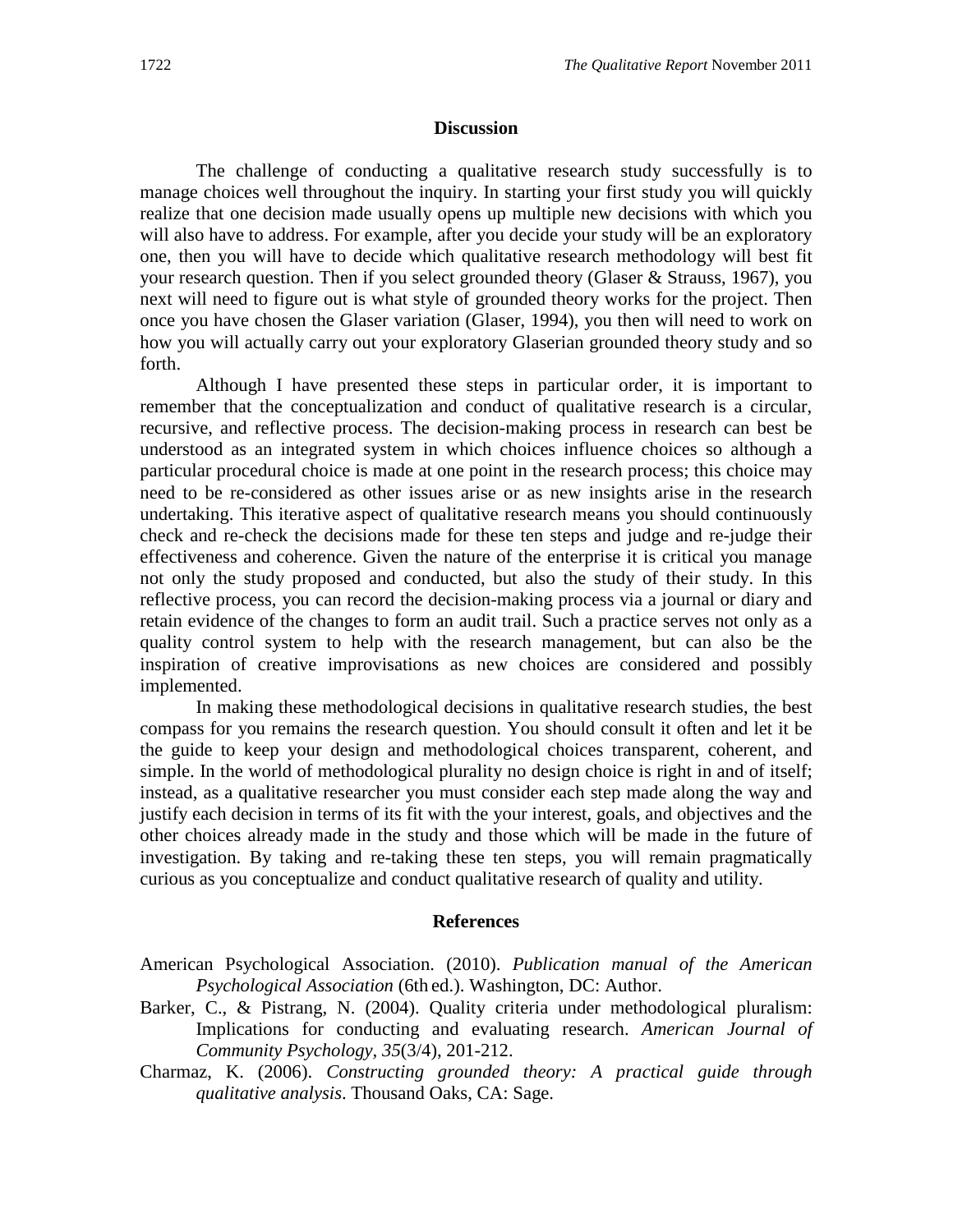## Discussion

The challenge of conducting a qualitative research study successfully is to manage choices well throughout the inquiry. In starting your first study you will quickly realize that one decision made usually opens up multiple new decisions with which you will also have to address. For example, after you decide your study will be an exploratory one, then you will have to decide which qualitative research methodology will best fit your research question. Then if you select grounded theory (Glaser & Strauss, 1967), you next will need to figure out is what style of grounded theory works for the project. Then once you have chosen the Glaser variation (Glaser, 1994), you then will need to work on how you will actually carry out your exploratory Glaserian grounded theory study and so forth.

Although I have presented these steps in particular order, it is important to remember that the conceptualization and conduct of qualitative research is a circular, recursive, and reflective process. The decision-making process in research can best be understood as an integrated system in which choices influence choices so although a particular procedural choice is made at one point in the research process; this choice may need to be re-considered as other issues arise or as new insights arise in the research undertaking. This iterative aspect of qualitative research means you should continuously check and re-check the decisions made for these ten steps and judge and re-judge their effectiveness and coherence. Given the nature of the enterprise it is critical you manage not only the study proposed and conducted, but also the study of their study. In this reflective process, you can record the decision-making process via a journal or diary and retain evidence of the changes to form an audit trail. Such a practice serves not only as a quality control system to help with the research management, but can also be the inspiration of creative improvisations as new choices are considered and possibly implemented.

In making these methodological decisions in qualitative research studies, the best compass for you remains the research question. You should consult it often and let it be the guide to keep your design and methodological choices transparent, coherent, and simple. In the world of methodological plurality no design choice is right in and of itself; instead, as a qualitative researcher you must consider each step made along the way and justify each decision in terms of its fit with the your interest, goals, and objectives and the other choices already made in the study and those which will be made in the future of investigation. By taking and re-taking these ten steps, you will remain pragmatically curious as you conceptualize and conduct qualitative research of quality and utility.

## References

American Psychological Association. (2010). *Publication manual of the American Psychological Association* (6th ed.). Washington, DC: Author.

Barker, C., & Pistrang, N. (2004). Quality criteria under methodological pluralism: Implications for conducting and evaluating research. *American Journal of Community Psychology*, *35*(3/4), 201-212.

Charmaz, K. (2006). *Constructing grounded theory: A practical guide through qualitative analysis*. Thousand Oaks, CA: Sage.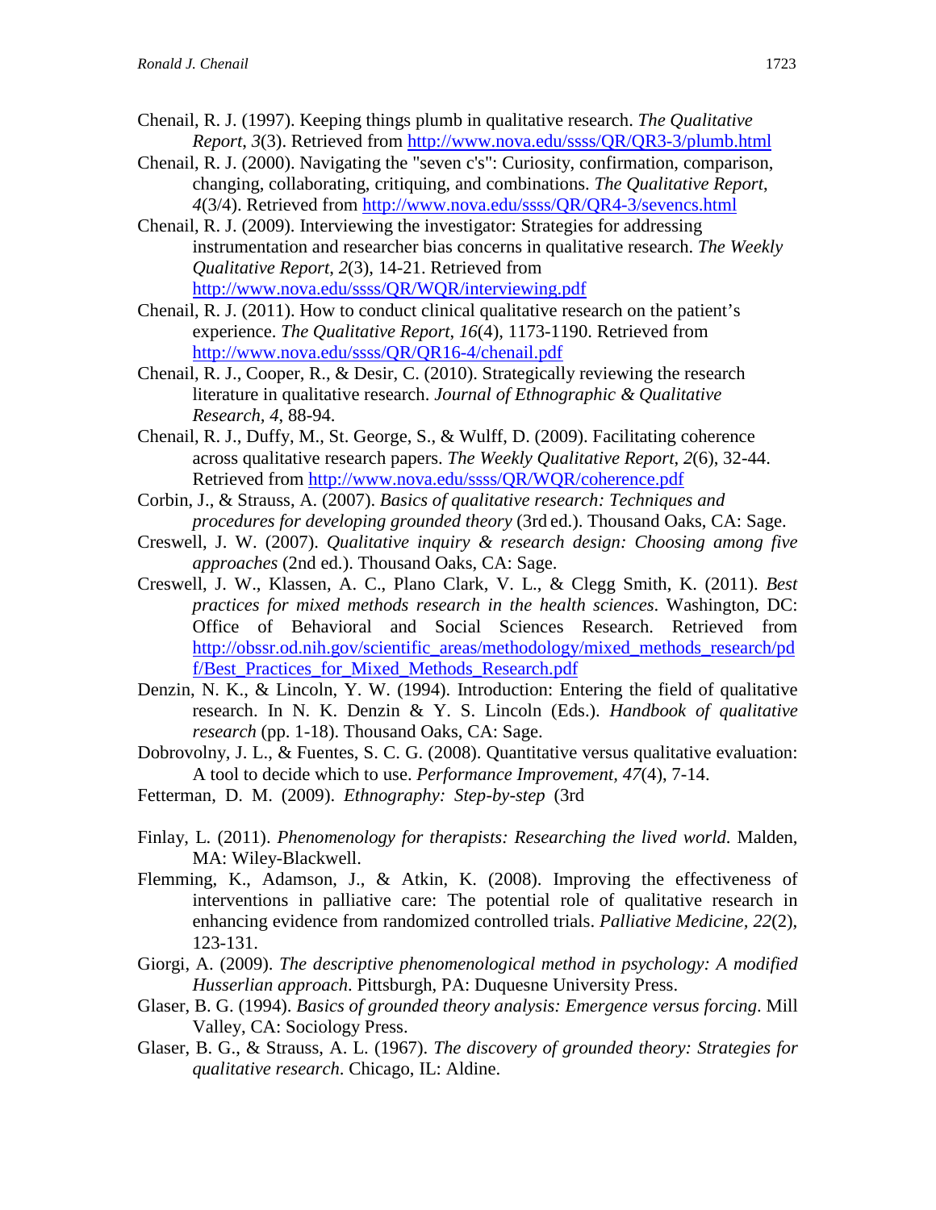Chenail, R. J. (1997). Keeping things plumb in qualitative research. *The Qualitative Report, 3*(3). Retrieved from http://www.nova.edu/ssss/QR/QR3-3/plumb.html

Chenail, R. J. (2000). Navigating the "seven c's": Curiosity, confirmation, comparison, changing, collaborating, critiquing, and combinations. *The Qualitative Report*, *4*(3/4). Retrieved from http://www.nova.edu/ssss/QR/QR4-3/sevencs.html

Chenail, R. J. (2009). Interviewing the investigator: Strategies for addressing instrumentation and researcher bias concerns in qualitative research. *The Weekly Qualitative Report*, *2*(3), 14-21. Retrieved from http://www.nova.edu/ssss/QR/WQR/interviewing.pdf

Chenail, R. J. (2011). How to conduct clinical qualitative research on the patient's experience. *The Qualitative Report, 16*(4), 1173-1190. Retrieved from http://www.nova.edu/ssss/QR/QR16-4/chenail.pdf

Chenail, R. J., Cooper, R., & Desir, C. (2010). Strategically reviewing the research literature in qualitative research. *Journal of Ethnographic & Qualitative Research, 4*, 88-94.

Chenail, R. J., Duffy, M., St. George, S., & Wulff, D. (2009). Facilitating coherence across qualitative research papers. *The Weekly Qualitative Report*, *2*(6), 32-44. Retrieved from http://www.nova.edu/ssss/QR/WQR/coherence.pdf

Corbin, J., & Strauss, A. (2007). *Basics of qualitative research: Techniques and procedures for developing grounded theory* (3rd ed.). Thousand Oaks, CA: Sage.

Creswell, J. W. (2007). *Qualitative inquiry & research design: Choosing among five approaches* (2nd ed.). Thousand Oaks, CA: Sage.

Creswell, J. W., Klassen, A. C., Plano Clark, V. L., & Clegg Smith, K. (2011). *Best practices for mixed methods research in the health sciences*. Washington, DC: Office of Behavioral and Social Sciences Research. Retrieved from http://obssr.od.nih.gov/scientific_areas/methodology/mixed_methods_research/pdf/Best_Practices_for_Mixed_Methods_Research.pdf

Denzin, N. K., & Lincoln, Y. W. (1994). Introduction: Entering the field of qualitative research. In N. K. Denzin & Y. S. Lincoln (Eds.). *Handbook of qualitative research* (pp. 1-18). Thousand Oaks, CA: Sage.

Dobrovolny, J. L., & Fuentes, S. C. G. (2008). Quantitative versus qualitative evaluation: A tool to decide which to use. *Performance Improvement, 47*(4), 7-14.

Fetterman, D. M. (2009). *Ethnography: Step-by-step* (3rd

Finlay, L. (2011). *Phenomenology for therapists: Researching the lived world*. Malden, MA: Wiley-Blackwell.

Flemming, K., Adamson, J., & Atkin, K. (2008). Improving the effectiveness of interventions in palliative care: The potential role of qualitative research in enhancing evidence from randomized controlled trials. *Palliative Medicine, 22*(2), 123-131.

Giorgi, A. (2009). *The descriptive phenomenological method in psychology: A modified Husserlian approach*. Pittsburgh, PA: Duquesne University Press.

Glaser, B. G. (1994). *Basics of grounded theory analysis: Emergence versus forcing*. Mill Valley, CA: Sociology Press.

Glaser, B. G., & Strauss, A. L. (1967). *The discovery of grounded theory: Strategies for qualitative research*. Chicago, IL: Aldine.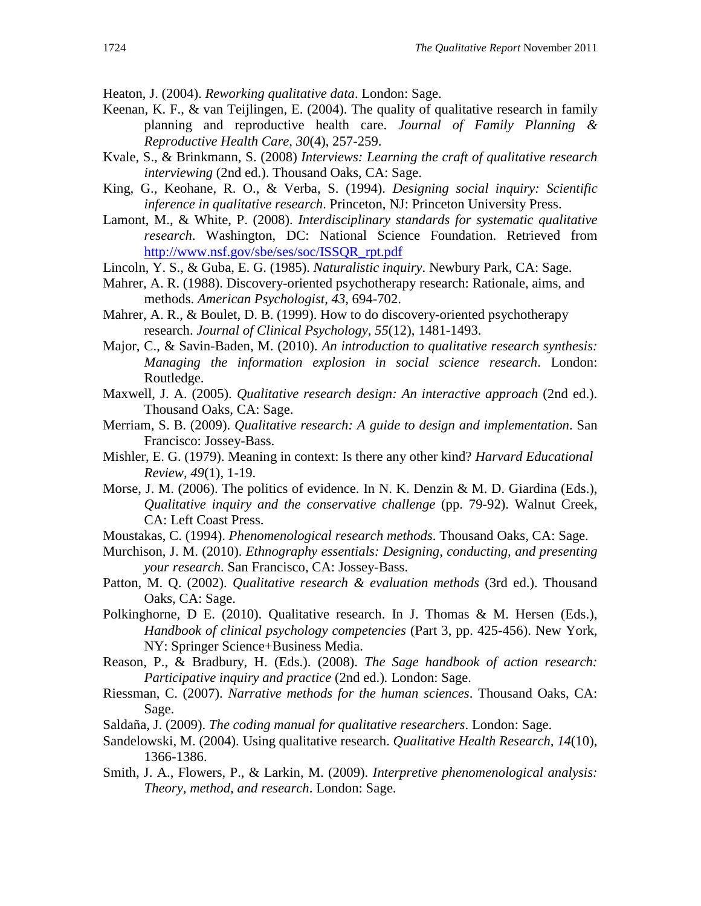Heaton, J. (2004). *Reworking qualitative data*. London: Sage.

Keenan, K. F., & van Teijlingen, E. (2004). The quality of qualitative research in family planning and reproductive health care. *Journal of Family Planning & Reproductive Health Care, 30*(4), 257-259.

Kvale, S., & Brinkmann, S. (2008) *Interviews: Learning the craft of qualitative research interviewing* (2nd ed.). Thousand Oaks, CA: Sage.

King, G., Keohane, R. O., & Verba, S. (1994). *Designing social inquiry: Scientific inference in qualitative research*. Princeton, NJ: Princeton University Press.

Lamont, M., & White, P. (2008). *Interdisciplinary standards for systematic qualitative research*. Washington, DC: National Science Foundation. Retrieved from http://www.nsf.gov/sbe/ses/soc/ISSQR_rpt.pdf

Lincoln, Y. S., & Guba, E. G. (1985). *Naturalistic inquiry*. Newbury Park, CA: Sage.

Mahrer, A. R. (1988). Discovery-oriented psychotherapy research: Rationale, aims, and methods. *American Psychologist, 43*, 694-702.

Mahrer, A. R., & Boulet, D. B. (1999). How to do discovery-oriented psychotherapy research. *Journal of Clinical Psychology, 55*(12), 1481-1493.

Major, C., & Savin-Baden, M. (2010). *An introduction to qualitative research synthesis: Managing the information explosion in social science research*. London: Routledge.

Maxwell, J. A. (2005). *Qualitative research design: An interactive approach* (2nd ed.). Thousand Oaks, CA: Sage.

Merriam, S. B. (2009). *Qualitative research: A guide to design and implementation*. San Francisco: Jossey-Bass.

Mishler, E. G. (1979). Meaning in context: Is there any other kind? *Harvard Educational Review, 49*(1), 1-19.

Morse, J. M. (2006). The politics of evidence. In N. K. Denzin & M. D. Giardina (Eds.), *Qualitative inquiry and the conservative challenge* (pp. 79-92). Walnut Creek, CA: Left Coast Press.

Moustakas, C. (1994). *Phenomenological research methods*. Thousand Oaks, CA: Sage.

Murchison, J. M. (2010). *Ethnography essentials: Designing, conducting, and presenting your research*. San Francisco, CA: Jossey-Bass.

Patton, M. Q. (2002). *Qualitative research & evaluation methods* (3rd ed.). Thousand Oaks, CA: Sage.

Polkinghorne, D E. (2010). Qualitative research. In J. Thomas & M. Hersen (Eds.), *Handbook of clinical psychology competencies* (Part 3, pp. 425-456). New York, NY: Springer Science+Business Media.

Reason, P., & Bradbury, H. (Eds.). (2008). *The Sage handbook of action research: Participative inquiry and practice* (2nd ed.). London: Sage.

Riessman, C. (2007). *Narrative methods for the human sciences*. Thousand Oaks, CA: Sage.

Saldaña, J. (2009). *The coding manual for qualitative researchers*. London: Sage.

Sandelowski, M. (2004). Using qualitative research. *Qualitative Health Research, 14*(10), 1366-1386.

Smith, J. A., Flowers, P., & Larkin, M. (2009). *Interpretive phenomenological analysis: Theory, method, and research*. London: Sage.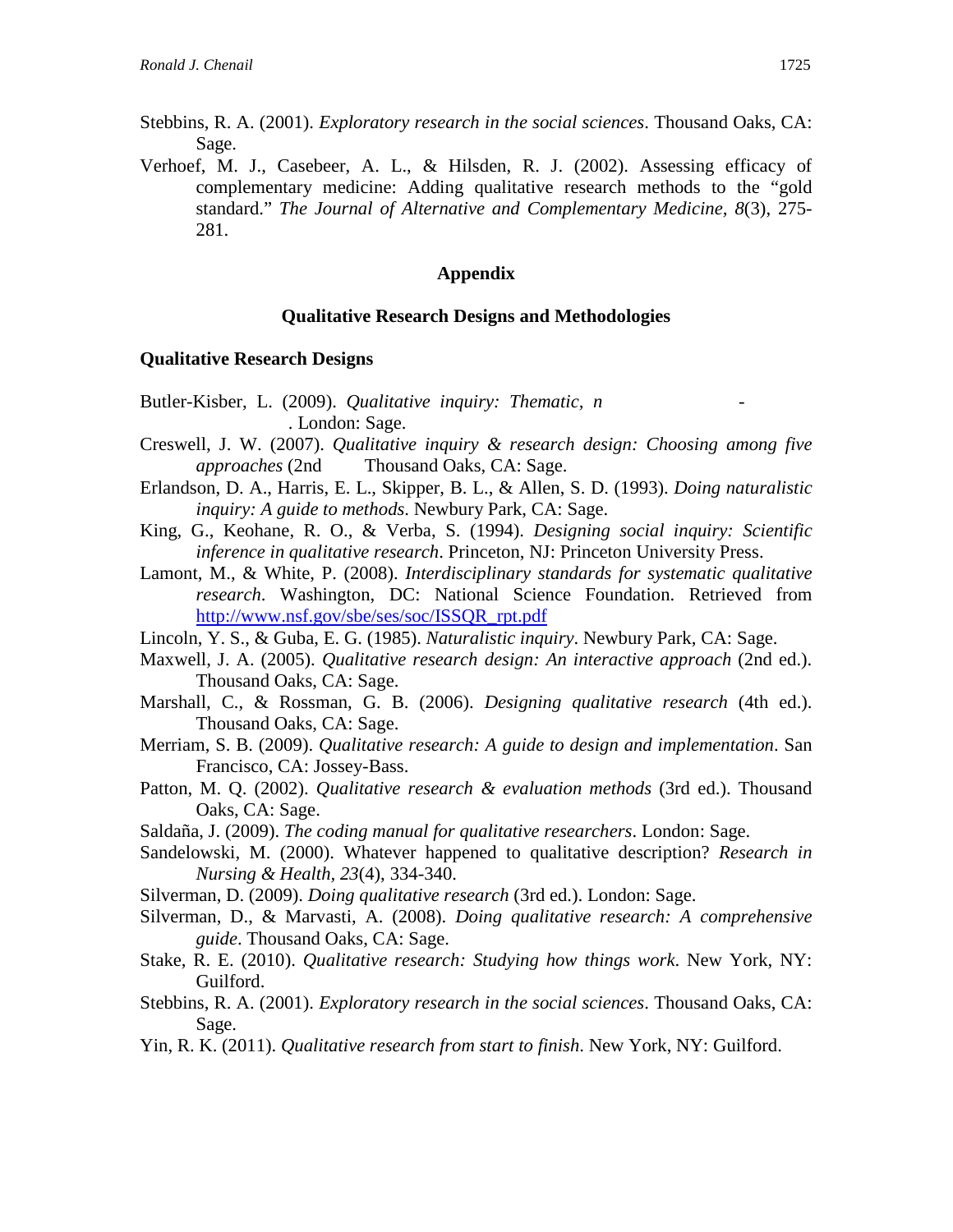Stebbins, R. A. (2001). *Exploratory research in the social sciences*. Thousand Oaks, CA: Sage.

Verhoef, M. J., Casebeer, A. L., & Hilsden, R. J. (2002). Assessing efficacy of complementary medicine: Adding qualitative research methods to the "gold standard." *The Journal of Alternative and Complementary Medicine, 8*(3), 275-281.

## Appendix

### Qualitative Research Designs and Methodologies

#### Qualitative Research Designs

Butler-Kisber, L. (2009). *Qualitative inquiry: Thematic, n -* . London: Sage.

Creswell, J. W. (2007). *Qualitative inquiry & research design: Choosing among five approaches* (2nd Thousand Oaks, CA: Sage.

Erlandson, D. A., Harris, E. L., Skipper, B. L., & Allen, S. D. (1993). *Doing naturalistic inquiry: A guide to methods*. Newbury Park, CA: Sage.

King, G., Keohane, R. O., & Verba, S. (1994). *Designing social inquiry: Scientific inference in qualitative research*. Princeton, NJ: Princeton University Press.

Lamont, M., & White, P. (2008). *Interdisciplinary standards for systematic qualitative research*. Washington, DC: National Science Foundation. Retrieved from http://www.nsf.gov/sbe/ses/soc/ISSQR_rpt.pdf

Lincoln, Y. S., & Guba, E. G. (1985). *Naturalistic inquiry*. Newbury Park, CA: Sage.

Maxwell, J. A. (2005). *Qualitative research design: An interactive approach* (2nd ed.). Thousand Oaks, CA: Sage.

Marshall, C., & Rossman, G. B. (2006). *Designing qualitative research* (4th ed.). Thousand Oaks, CA: Sage.

Merriam, S. B. (2009). *Qualitative research: A guide to design and implementation*. San Francisco, CA: Jossey-Bass.

Patton, M. Q. (2002). *Qualitative research & evaluation methods* (3rd ed.). Thousand Oaks, CA: Sage.

Saldaña, J. (2009). *The coding manual for qualitative researchers*. London: Sage.

Sandelowski, M. (2000). Whatever happened to qualitative description? *Research in Nursing & Health*, *23*(4), 334-340.

Silverman, D. (2009). *Doing qualitative research* (3rd ed.). London: Sage.

Silverman, D., & Marvasti, A. (2008). *Doing qualitative research: A comprehensive guide*. Thousand Oaks, CA: Sage.

Stake, R. E. (2010). *Qualitative research: Studying how things work*. New York, NY: Guilford.

Stebbins, R. A. (2001). *Exploratory research in the social sciences*. Thousand Oaks, CA: Sage.

Yin, R. K. (2011). *Qualitative research from start to finish*. New York, NY: Guilford.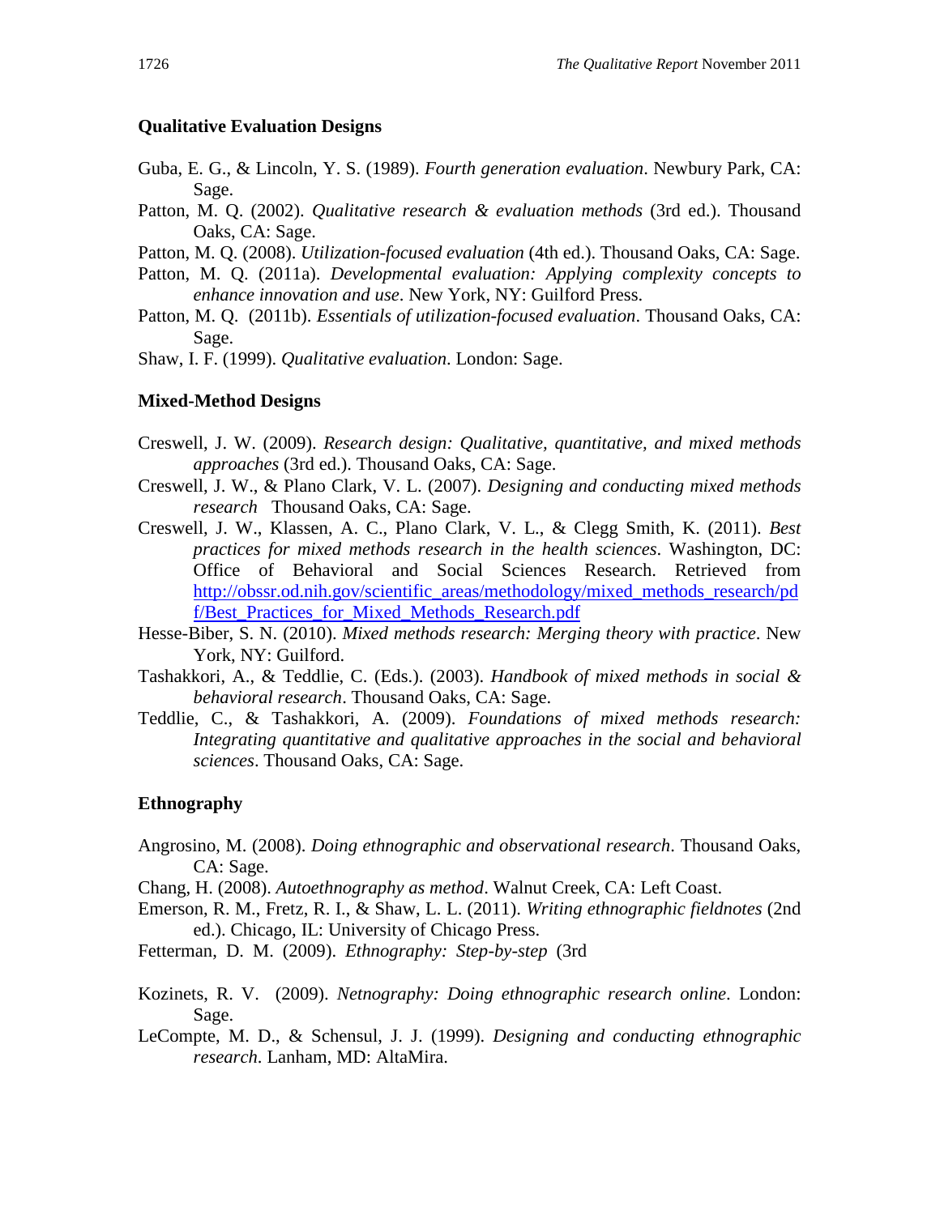### Qualitative Evaluation Designs

Guba, E. G., & Lincoln, Y. S. (1989). *Fourth generation evaluation*. Newbury Park, CA: Sage.

Patton, M. Q. (2002). *Qualitative research & evaluation methods* (3rd ed.). Thousand Oaks, CA: Sage.

Patton, M. Q. (2008). *Utilization-focused evaluation* (4th ed.). Thousand Oaks, CA: Sage.

Patton, M. Q. (2011a). *Developmental evaluation: Applying complexity concepts to enhance innovation and use*. New York, NY: Guilford Press.

Patton, M. Q. (2011b). *Essentials of utilization-focused evaluation*. Thousand Oaks, CA: Sage.

Shaw, I. F. (1999). *Qualitative evaluation*. London: Sage.

### Mixed-Method Designs

Creswell, J. W. (2009). *Research design: Qualitative, quantitative, and mixed methods approaches* (3rd ed.). Thousand Oaks, CA: Sage.

Creswell, J. W., & Plano Clark, V. L. (2007). *Designing and conducting mixed methods research* Thousand Oaks, CA: Sage.

Creswell, J. W., Klassen, A. C., Plano Clark, V. L., & Clegg Smith, K. (2011). *Best practices for mixed methods research in the health sciences*. Washington, DC: Office of Behavioral and Social Sciences Research. Retrieved from http://obssr.od.nih.gov/scientific_areas/methodology/mixed_methods_research/pdf/Best_Practices_for_Mixed_Methods_Research.pdf

Hesse-Biber, S. N. (2010). *Mixed methods research: Merging theory with practice*. New York, NY: Guilford.

Tashakkori, A., & Teddlie, C. (Eds.). (2003). *Handbook of mixed methods in social & behavioral research*. Thousand Oaks, CA: Sage.

Teddlie, C., & Tashakkori, A. (2009). *Foundations of mixed methods research: Integrating quantitative and qualitative approaches in the social and behavioral sciences*. Thousand Oaks, CA: Sage.

### Ethnography

Angrosino, M. (2008). *Doing ethnographic and observational research*. Thousand Oaks, CA: Sage.

Chang, H. (2008). *Autoethnography as method*. Walnut Creek, CA: Left Coast.

Emerson, R. M., Fretz, R. I., & Shaw, L. L. (2011). *Writing ethnographic fieldnotes* (2nd ed.). Chicago, IL: University of Chicago Press.

Fetterman, D. M. (2009). *Ethnography: Step-by-step* (3rd

Kozinets, R. V. (2009). *Netnography: Doing ethnographic research online*. London: Sage.

LeCompte, M. D., & Schensul, J. J. (1999). *Designing and conducting ethnographic research*. Lanham, MD: AltaMira.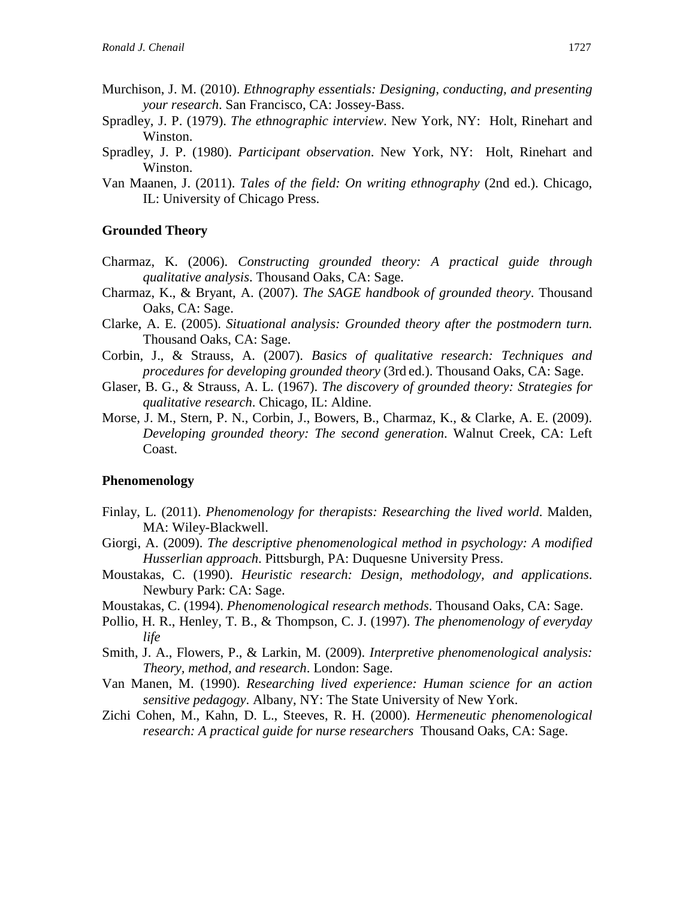Murchison, J. M. (2010). *Ethnography essentials: Designing, conducting, and presenting your research*. San Francisco, CA: Jossey-Bass.

Spradley, J. P. (1979). *The ethnographic interview*. New York, NY: Holt, Rinehart and Winston.

Spradley, J. P. (1980). *Participant observation*. New York, NY: Holt, Rinehart and Winston.

Van Maanen, J. (2011). *Tales of the field: On writing ethnography* (2nd ed.). Chicago, IL: University of Chicago Press.

### Grounded Theory

Charmaz, K. (2006). *Constructing grounded theory: A practical guide through qualitative analysis*. Thousand Oaks, CA: Sage.

Charmaz, K., & Bryant, A. (2007). *The SAGE handbook of grounded theory*. Thousand Oaks, CA: Sage.

Clarke, A. E. (2005). *Situational analysis: Grounded theory after the postmodern turn.* Thousand Oaks, CA: Sage.

Corbin, J., & Strauss, A. (2007). *Basics of qualitative research: Techniques and procedures for developing grounded theory* (3rd ed.). Thousand Oaks, CA: Sage.

Glaser, B. G., & Strauss, A. L. (1967). *The discovery of grounded theory: Strategies for qualitative research*. Chicago, IL: Aldine.

Morse, J. M., Stern, P. N., Corbin, J., Bowers, B., Charmaz, K., & Clarke, A. E. (2009). *Developing grounded theory: The second generation*. Walnut Creek, CA: Left Coast.

### Phenomenology

Finlay, L. (2011). *Phenomenology for therapists: Researching the lived world*. Malden, MA: Wiley-Blackwell.

Giorgi, A. (2009). *The descriptive phenomenological method in psychology: A modified Husserlian approach*. Pittsburgh, PA: Duquesne University Press.

Moustakas, C. (1990). *Heuristic research: Design, methodology, and applications*. Newbury Park: CA: Sage.

Moustakas, C. (1994). *Phenomenological research methods*. Thousand Oaks, CA: Sage.

Pollio, H. R., Henley, T. B., & Thompson, C. J. (1997). *The phenomenology of everyday life*

Smith, J. A., Flowers, P., & Larkin, M. (2009). *Interpretive phenomenological analysis: Theory, method, and research*. London: Sage.

Van Manen, M. (1990). *Researching lived experience: Human science for an action sensitive pedagogy*. Albany, NY: The State University of New York.

Zichi Cohen, M., Kahn, D. L., Steeves, R. H. (2000). *Hermeneutic phenomenological research: A practical guide for nurse researchers* Thousand Oaks, CA: Sage.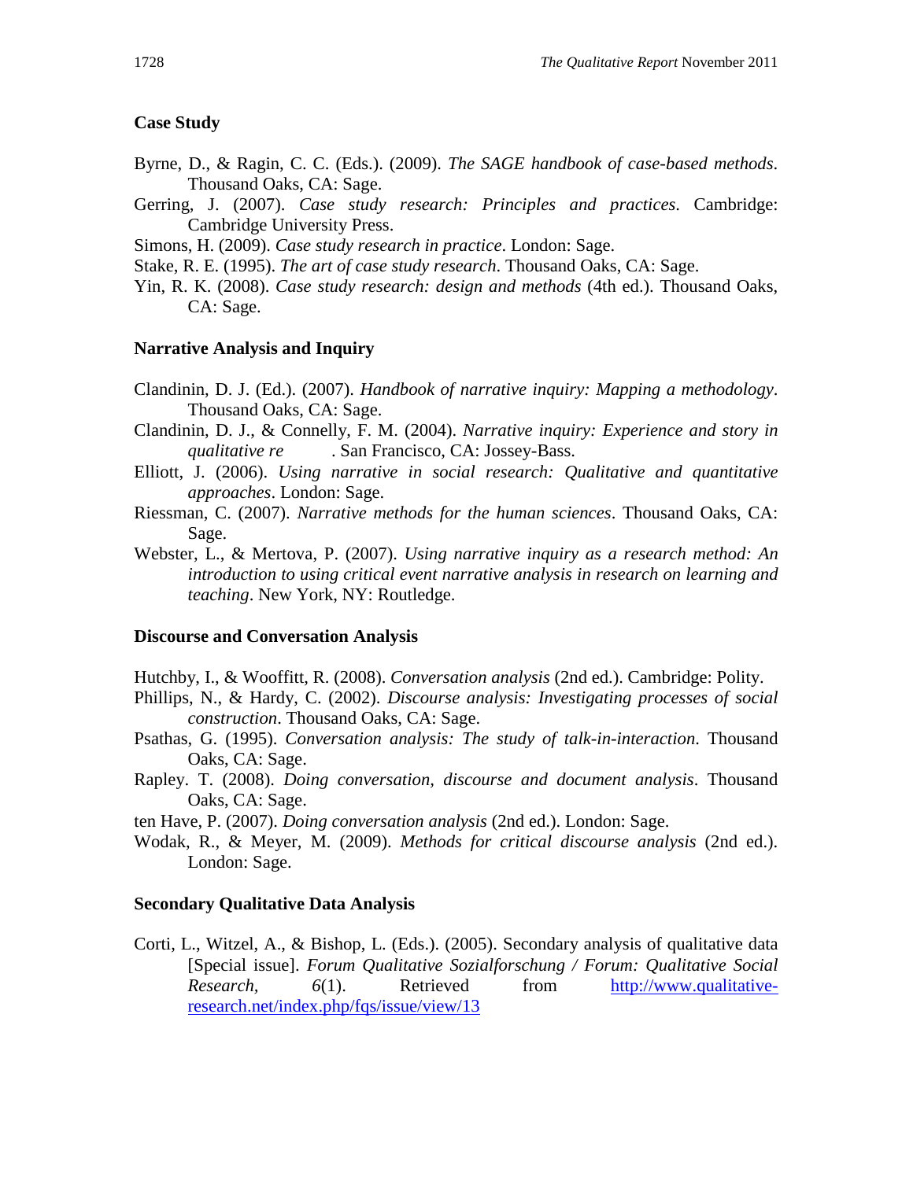### Case Study

Byrne, D., & Ragin, C. C. (Eds.). (2009). *The SAGE handbook of case-based methods*. Thousand Oaks, CA: Sage.

Gerring, J. (2007). *Case study research: Principles and practices*. Cambridge: Cambridge University Press.

Simons, H. (2009). *Case study research in practice*. London: Sage.

Stake, R. E. (1995). *The art of case study research*. Thousand Oaks, CA: Sage.

Yin, R. K. (2008). *Case study research: design and methods* (4th ed.). Thousand Oaks, CA: Sage.

### Narrative Analysis and Inquiry

Clandinin, D. J. (Ed.). (2007). *Handbook of narrative inquiry: Mapping a methodology*. Thousand Oaks, CA: Sage.

Clandinin, D. J., & Connelly, F. M. (2004). *Narrative inquiry: Experience and story in qualitative re* . San Francisco, CA: Jossey-Bass.

Elliott, J. (2006). *Using narrative in social research: Qualitative and quantitative approaches*. London: Sage.

Riessman, C. (2007). *Narrative methods for the human sciences*. Thousand Oaks, CA: Sage.

Webster, L., & Mertova, P. (2007). *Using narrative inquiry as a research method: An introduction to using critical event narrative analysis in research on learning and teaching*. New York, NY: Routledge.

### Discourse and Conversation Analysis

Hutchby, I., & Wooffitt, R. (2008). *Conversation analysis* (2nd ed.). Cambridge: Polity.

Phillips, N., & Hardy, C. (2002). *Discourse analysis: Investigating processes of social construction*. Thousand Oaks, CA: Sage.

Psathas, G. (1995). *Conversation analysis: The study of talk-in-interaction*. Thousand Oaks, CA: Sage.

Rapley. T. (2008). *Doing conversation, discourse and document analysis*. Thousand Oaks, CA: Sage.

ten Have, P. (2007). *Doing conversation analysis* (2nd ed.). London: Sage.

Wodak, R., & Meyer, M. (2009). *Methods for critical discourse analysis* (2nd ed.). London: Sage.

### Secondary Qualitative Data Analysis

Corti, L., Witzel, A., & Bishop, L. (Eds.). (2005). Secondary analysis of qualitative data [Special issue]. *Forum Qualitative Sozialforschung / Forum: Qualitative Social Research*, *6*(1). Retrieved from http://www.qualitative-research.net/index.php/fqs/issue/view/13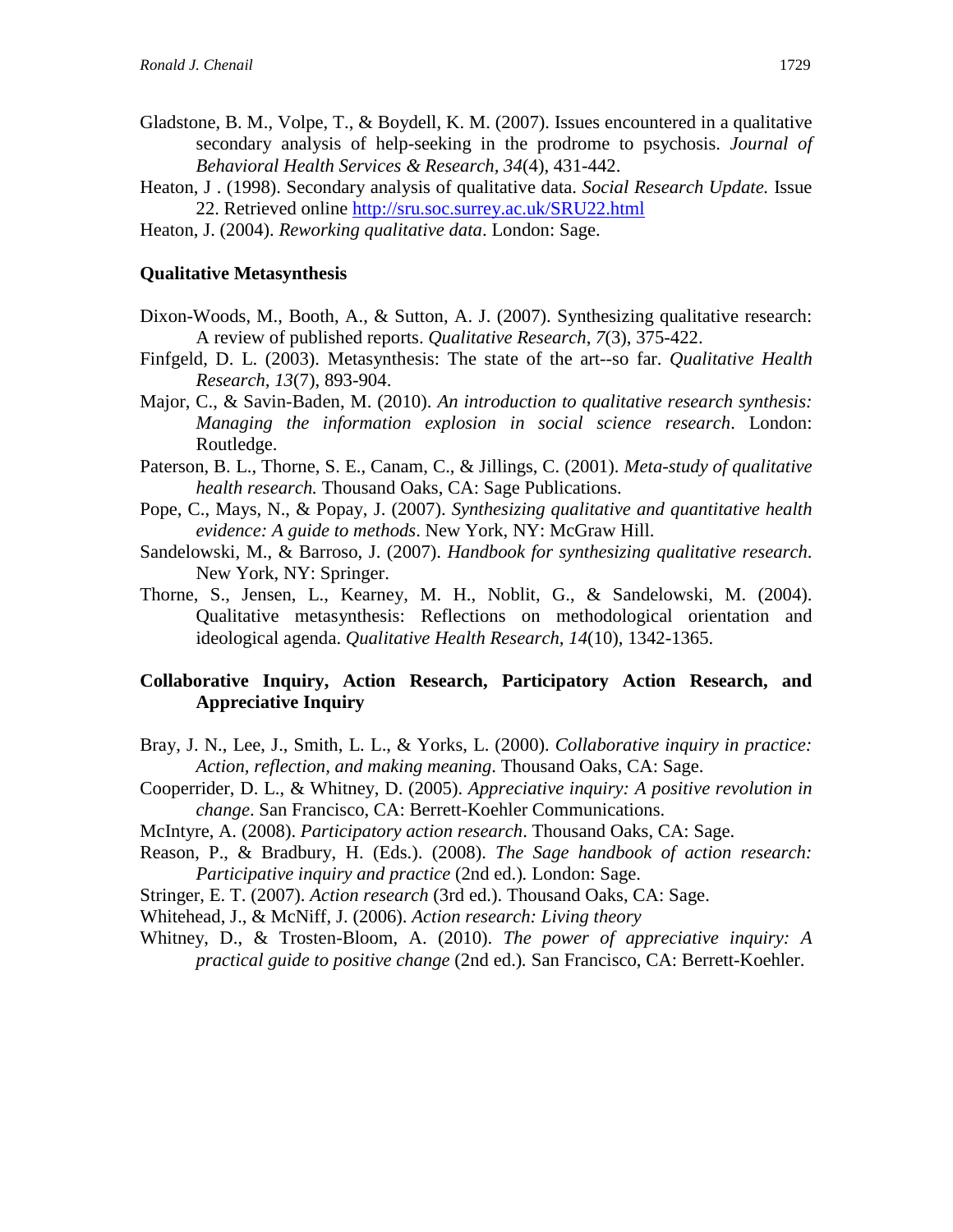Gladstone, B. M., Volpe, T., & Boydell, K. M. (2007). Issues encountered in a qualitative secondary analysis of help-seeking in the prodrome to psychosis. *Journal of Behavioral Health Services & Research*, *34*(4), 431-442.

Heaton, J . (1998). Secondary analysis of qualitative data. *Social Research Update.* Issue 22. Retrieved online [http://sru.soc.surrey.ac.uk/SRU22.html](http://sru.soc.surrey.ac.uk/SRU22.html)

Heaton, J. (2004). *Reworking qualitative data*. London: Sage.

### Qualitative Metasynthesis

Dixon-Woods, M., Booth, A., & Sutton, A. J. (2007). Synthesizing qualitative research: A review of published reports. *Qualitative Research*, *7*(3), 375-422.

Finfgeld, D. L. (2003). Metasynthesis: The state of the art--so far. *Qualitative Health Research*, *13*(7), 893-904.

Major, C., & Savin-Baden, M. (2010). *An introduction to qualitative research synthesis: Managing the information explosion in social science research*. London: Routledge.

Paterson, B. L., Thorne, S. E., Canam, C., & Jillings, C. (2001). *Meta-study of qualitative health research.* Thousand Oaks, CA: Sage Publications.

Pope, C., Mays, N., & Popay, J. (2007). *Synthesizing qualitative and quantitative health evidence: A guide to methods*. New York, NY: McGraw Hill.

Sandelowski, M., & Barroso, J. (2007). *Handbook for synthesizing qualitative research*. New York, NY: Springer.

Thorne, S., Jensen, L., Kearney, M. H., Noblit, G., & Sandelowski, M. (2004). Qualitative metasynthesis: Reflections on methodological orientation and ideological agenda. *Qualitative Health Research*, *14*(10), 1342-1365.

### Collaborative Inquiry, Action Research, Participatory Action Research, and Appreciative Inquiry

Bray, J. N., Lee, J., Smith, L. L., & Yorks, L. (2000). *Collaborative inquiry in practice: Action, reflection, and making meaning*. Thousand Oaks, CA: Sage.

Cooperrider, D. L., & Whitney, D. (2005). *Appreciative inquiry: A positive revolution in change*. San Francisco, CA: Berrett-Koehler Communications.

McIntyre, A. (2008). *Participatory action research*. Thousand Oaks, CA: Sage.

Reason, P., & Bradbury, H. (Eds.). (2008). *The Sage handbook of action research: Participative inquiry and practice* (2nd ed.)*.* London: Sage.

Stringer, E. T. (2007). *Action research* (3rd ed.). Thousand Oaks, CA: Sage.

Whitehead, J., & McNiff, J. (2006). *Action research: Living theory*

Whitney, D., & Trosten-Bloom, A. (2010). *The power of appreciative inquiry: A practical guide to positive change* (2nd ed.)*.* San Francisco, CA: Berrett-Koehler.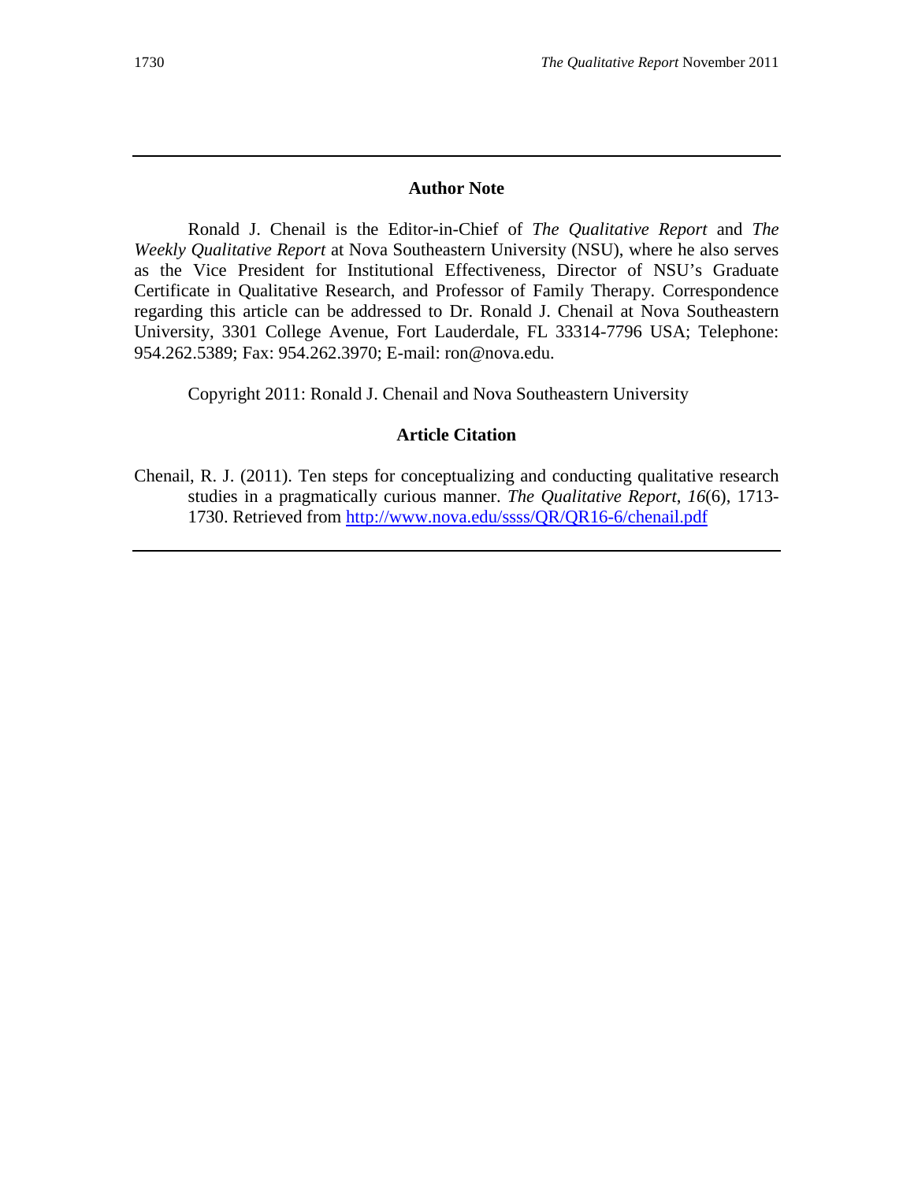## Author Note

Ronald J. Chenail is the Editor-in-Chief of *The Qualitative Report* and *The Weekly Qualitative Report* at Nova Southeastern University (NSU), where he also serves as the Vice President for Institutional Effectiveness, Director of NSU's Graduate Certificate in Qualitative Research, and Professor of Family Therapy. Correspondence regarding this article can be addressed to Dr. Ronald J. Chenail at Nova Southeastern University, 3301 College Avenue, Fort Lauderdale, FL 33314-7796 USA; Telephone: 954.262.5389; Fax: 954.262.3970; E-mail: ron@nova.edu.

Copyright 2011: Ronald J. Chenail and Nova Southeastern University

## Article Citation

Chenail, R. J. (2011). Ten steps for conceptualizing and conducting qualitative research studies in a pragmatically curious manner. *The Qualitative Report*, *16*(6), 1713-1730. Retrieved from http://www.nova.edu/ssss/QR/QR16-6/chenail.pdf